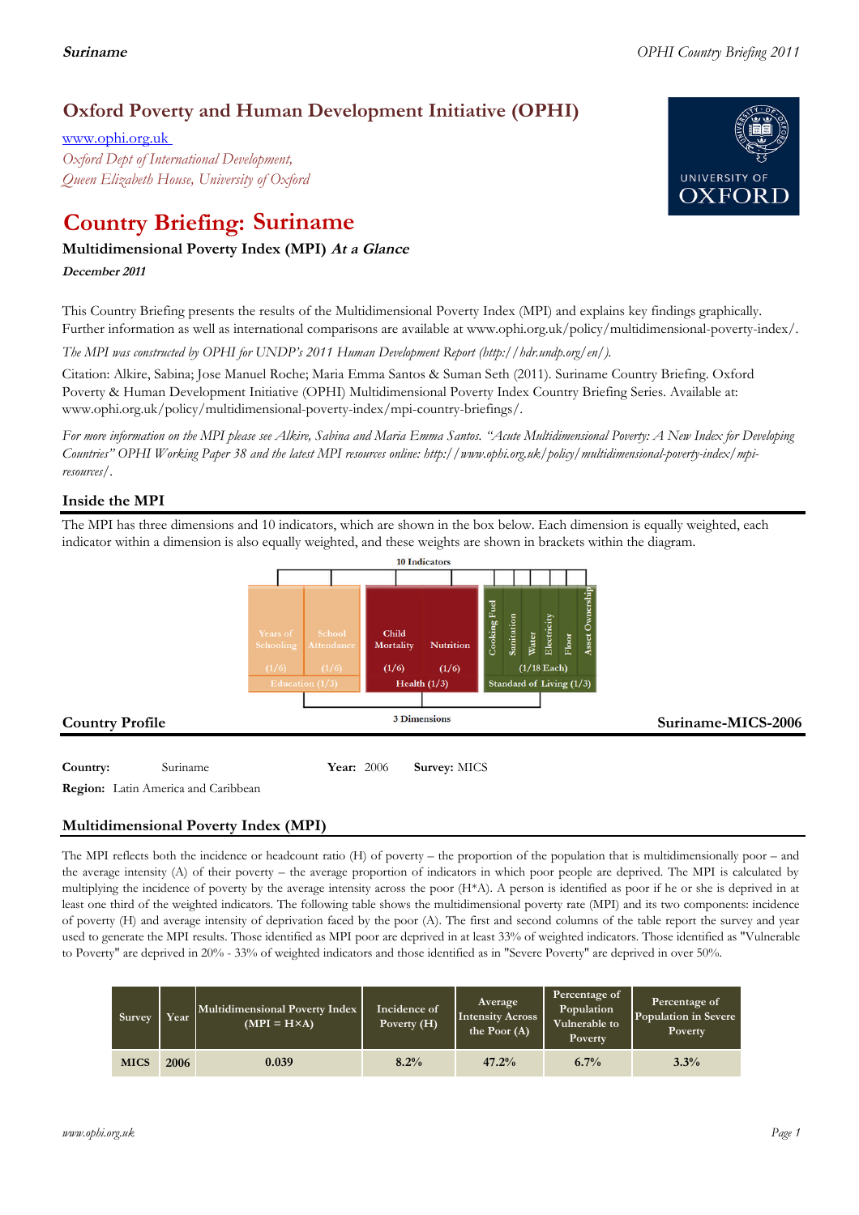## Oxford Poverty and Human Development Initiative (OPHI)

www.ophi.org.uk

*Oxford Dept of International Development,*
*Queen Elizabeth House, University of Oxford*

UNIVERSITY OF
OXFORD

# Country Briefing: Suriname

### Multidimensional Poverty Index (MPI) *At a Glance*

***December 2011***

This Country Briefing presents the results of the Multidimensional Poverty Index (MPI) and explains key findings graphically. Further information as well as international comparisons are available at www.ophi.org.uk/policy/multidimensional-poverty-index/.

*The MPI was constructed by OPHI for UNDP's 2011 Human Development Report (http://hdr.undp.org/en/).*

Citation: Alkire, Sabina; Jose Manuel Roche; Maria Emma Santos & Suman Seth (2011). Suriname Country Briefing. Oxford Poverty & Human Development Initiative (OPHI) Multidimensional Poverty Index Country Briefing Series. Available at: www.ophi.org.uk/policy/multidimensional-poverty-index/mpi-country-briefings/.

*For more information on the MPI please see Alkire, Sabina and Maria Emma Santos. "Acute Multidimensional Poverty: A New Index for Developing Countries" OPHI Working Paper 38 and the latest MPI resources online: http://www.ophi.org.uk/policy/multidimensional-poverty-index/mpi-resources/.*

## Inside the MPI

The MPI has three dimensions and 10 indicators, which are shown in the box below. Each dimension is equally weighted, each indicator within a dimension is also equally weighted, and these weights are shown in brackets within the diagram.

10 Indicators

Years of Schooling (1/6)
School Attendance (1/6)
Education (1/3)

Child Mortality (1/6)
Nutrition (1/6)
Health (1/3)

Cooking Fuel
Sanitation
Water
Electricity
Floor
Asset Ownership
(1/18 Each)
Standard of Living (1/3)

3 Dimensions

## Country Profile

**Suriname-MICS-2006**

**Country:** Suriname **Year:** 2006 **Survey:** MICS

**Region:** Latin America and Caribbean

## Multidimensional Poverty Index (MPI)

The MPI reflects both the incidence or headcount ratio (H) of poverty – the proportion of the population that is multidimensionally poor – and the average intensity (A) of their poverty – the average proportion of indicators in which poor people are deprived. The MPI is calculated by multiplying the incidence of poverty by the average intensity across the poor (H\*A). A person is identified as poor if he or she is deprived in at least one third of the weighted indicators. The following table shows the multidimensional poverty rate (MPI) and its two components: incidence of poverty (H) and average intensity of deprivation faced by the poor (A). The first and second columns of the table report the survey and year used to generate the MPI results. Those identified as MPI poor are deprived in at least 33% of weighted indicators. Those identified as "Vulnerable to Poverty" are deprived in 20% - 33% of weighted indicators and those identified as in "Severe Poverty" are deprived in over 50%.

| Survey | Year | Multidimensional Poverty Index (MPI = H×A) | Incidence of Poverty (H) | Average Intensity Across the Poor (A) | Percentage of Population Vulnerable to Poverty | Percentage of Population in Severe Poverty |
|---|---|---|---|---|---|---|
| MICS | 2006 | 0.039 | 8.2% | 47.2% | 6.7% | 3.3% |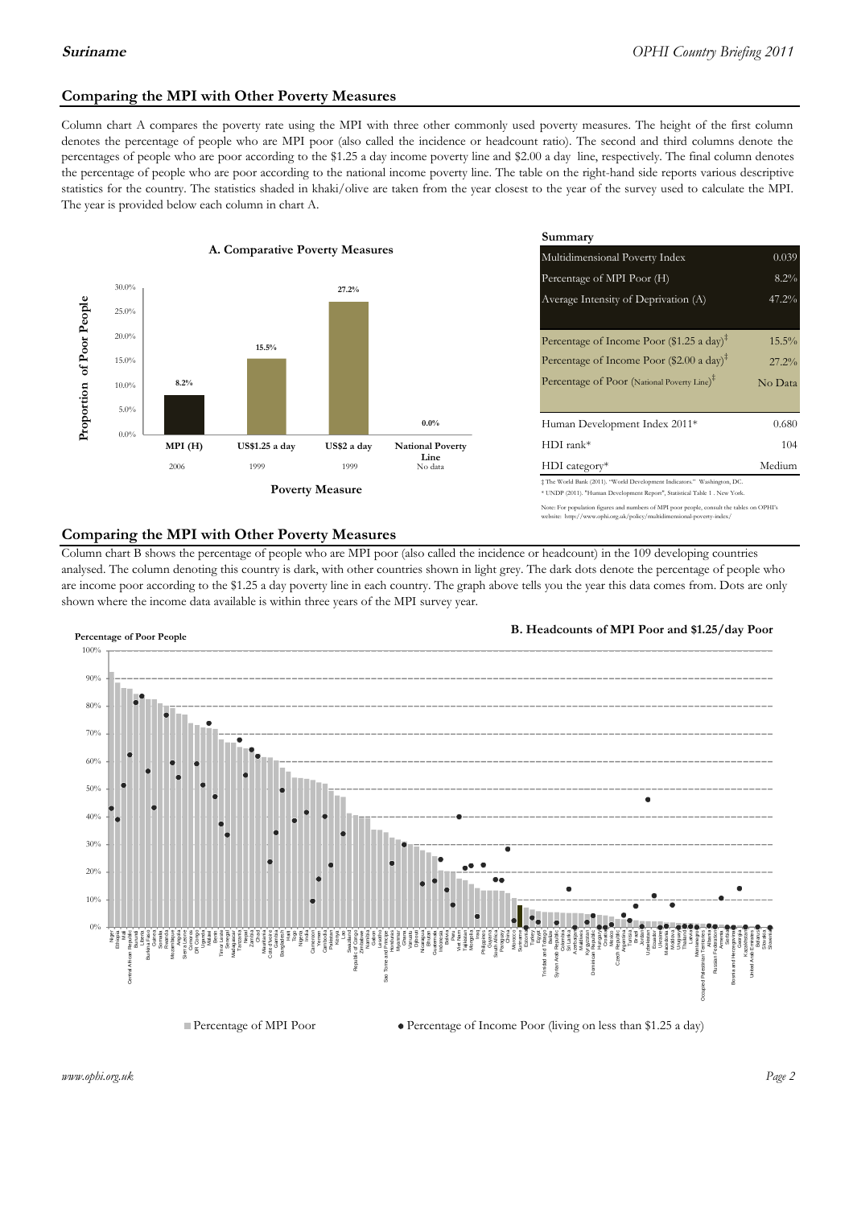## Comparing the MPI with Other Poverty Measures

Column chart A compares the poverty rate using the MPI with three other commonly used poverty measures. The height of the first column denotes the percentage of people who are MPI poor (also called the incidence or headcount ratio). The second and third columns denote the percentages of people who are poor according to the $1.25 a day income poverty line and $2.00 a day line, respectively. The final column denotes the percentage of people who are poor according to the national income poverty line. The table on the right-hand side reports various descriptive statistics for the country. The statistics shaded in khaki/olive are taken from the year closest to the year of the survey used to calculate the MPI. The year is provided below each column in chart A.

**A. Comparative Poverty Measures**

Proportion of Poor People

30.0%
25.0%
20.0%
15.0%
10.0%
5.0%
0.0%

8.2% 15.5% 27.2% 0.0%

MPI (H) 2006
US$1.25 a day 1999
US$2 a day 1999
National Poverty Line No data

Poverty Measure

**Summary**

| | |
|---|---|
| Multidimensional Poverty Index | 0.039 |
| Percentage of MPI Poor (H) | 8.2% |
| Average Intensity of Deprivation (A) | 47.2% |
| Percentage of Income Poor ($1.25 a day)‡ | 15.5% |
| Percentage of Income Poor ($2.00 a day)‡ | 27.2% |
| Percentage of Poor (National Poverty Line)‡ | No Data |
| Human Development Index 2011* | 0.680 |
| HDI rank* | 104 |
| HDI category* | Medium |

‡ The World Bank (2011). "World Development Indicators." Washington, DC.
* UNDP (2011). "Human Development Report", Statistical Table 1 . New York.

Note: For population figures and numbers of MPI poor people, consult the tables on OPHI's website: http://www.ophi.org.uk/policy/multidimensional-poverty-index/

## Comparing the MPI with Other Poverty Measures

Column chart B shows the percentage of people who are MPI poor (also called the incidence or headcount) in the 109 developing countries analysed. The column denoting this country is dark, with other countries shown in light grey. The dark dots denote the percentage of people who are income poor according to the $1.25 a day poverty line in each country. The graph above tells you the year this data comes from. Dots are only shown where the income data available is within three years of the MPI survey year.

**B. Headcounts of MPI Poor and $1.25/day Poor**

Percentage of Poor People

100%
90%
80%
70%
60%
50%
40%
30%
20%
10%
0%

Niger Ethiopia Mali Central African Republic Burundi Liberia Burkina Faso Guinea Somalia Rwanda Mozambique Angola Sierra Leone Comoros DR Congo Uganda Malawi Benin Timor Leste Senegal Madagascar Tanzania Nepal Zambia Chad Mauritania Cote d'Ivoire Gambia Bangladesh Haiti Togo Nigeria India Cameroon Yemen Cambodia Pakistan Kenya Lao Swaziland Republic of Congo Zimbabwe Namibia Gabon Lesotho Sao Tome and Principe Honduras Myanmar Ghana Vanuatu Djibouti Nicaragua Bhutan Guatemala Indonesia Bolivia Peru Viet Nam Tajikistan Mongolia Iraq Philippines Guyana South Africa Paraguay China Morocco Suriname Estonia Turkey Egypt Belize Trinidad and Tobago Syrian Arab Republic Colombia Sri Lanka Azerbaijan Maldives Kyrgyzstan Dominican Republic Hungary Croatia Mexico Czech Republic Argentina Tunisia Brazil Jordan Uzbekistan Ecuador Ukraine Macedonia Moldova Uruguay Thailand Latvia Montenegro Occupied Palestinian Territories Albania Russian Federation Armenia Serbia Bosnia and Herzegovina Georgia Kazakhstan United Arab Emirates Belarus Slovakia Slovenia

■ Percentage of MPI Poor ● Percentage of Income Poor (living on less than $1.25 a day)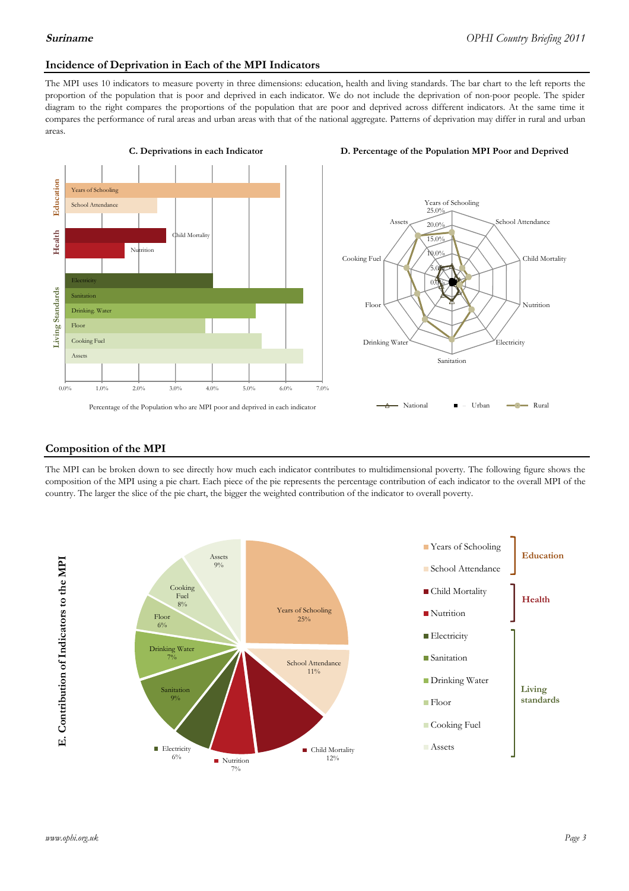## Incidence of Deprivation in Each of the MPI Indicators

The MPI uses 10 indicators to measure poverty in three dimensions: education, health and living standards. The bar chart to the left reports the proportion of the population that is poor and deprived in each indicator. We do not include the deprivation of non-poor people. The spider diagram to the right compares the proportions of the population that are poor and deprived across different indicators. At the same time it compares the performance of rural areas and urban areas with that of the national aggregate. Patterns of deprivation may differ in rural and urban areas.

**C. Deprivations in each Indicator**

Education
Years of Schooling
School Attendance
Health
Child Mortality
Nutrition
Living Standards
Electricity
Sanitation
Drinking Water
Floor
Cooking Fuel
Assets

0.0% 1.0% 2.0% 3.0% 4.0% 5.0% 6.0% 7.0%

Percentage of the Population who are MPI poor and deprived in each indicator

**D. Percentage of the Population MPI Poor and Deprived**

Years of Schooling
School Attendance
Child Mortality
Nutrition
Electricity
Sanitation
Drinking Water
Floor
Cooking Fuel
Assets

25.0%
20.0%
15.0%
10.0%
5.0%
0.0%

National
Urban
Rural

## Composition of the MPI

The MPI can be broken down to see directly how much each indicator contributes to multidimensional poverty. The following figure shows the composition of the MPI using a pie chart. Each piece of the pie represents the percentage contribution of each indicator to the overall MPI of the country. The larger the slice of the pie chart, the bigger the weighted contribution of the indicator to overall poverty.

**E. Contribution of Indicators to the MPI**

Years of Schooling 25%
School Attendance 11%
Child Mortality 12%
Nutrition 7%
Electricity 6%
Sanitation 9%
Drinking Water 7%
Floor 6%
Cooking Fuel 8%
Assets 9%

Education
Years of Schooling
School Attendance

Health
Child Mortality
Nutrition

Living standards
Electricity
Sanitation
Drinking Water
Floor
Cooking Fuel
Assets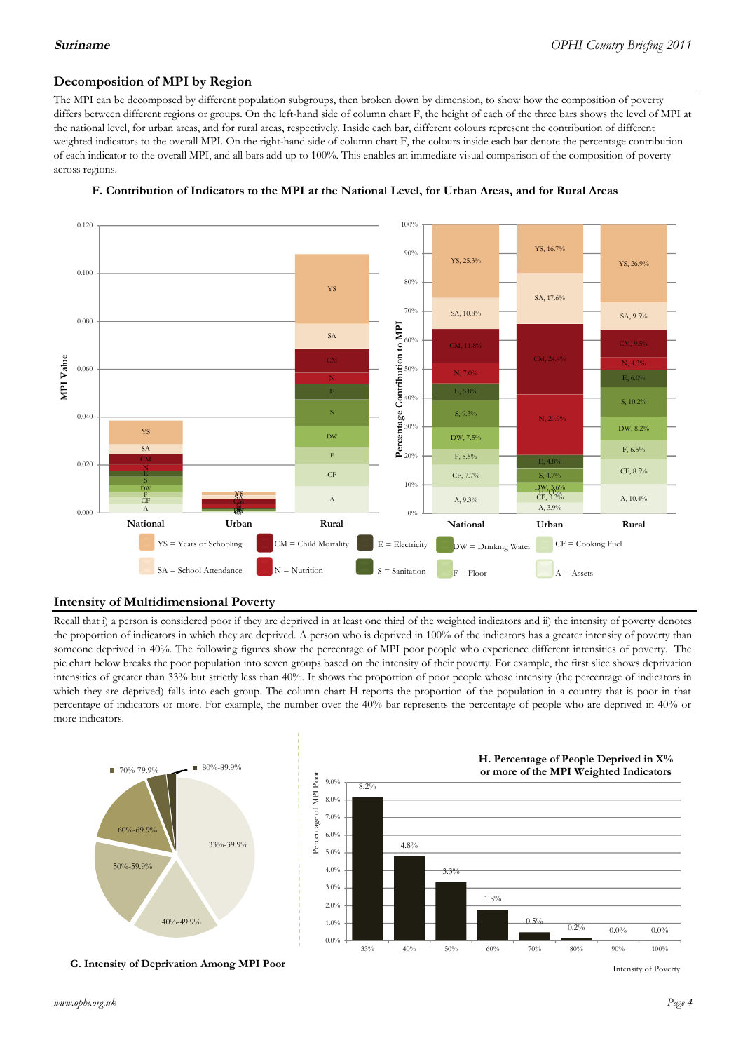## Decomposition of MPI by Region

The MPI can be decomposed by different population subgroups, then broken down by dimension, to show how the composition of poverty differs between different regions or groups. On the left-hand side of column chart F, the height of each of the three bars shows the level of MPI at the national level, for urban areas, and for rural areas, respectively. Inside each bar, different colours represent the contribution of different weighted indicators to the overall MPI. On the right-hand side of column chart F, the colours inside each bar denote the percentage contribution of each indicator to the overall MPI, and all bars add up to 100%. This enables an immediate visual comparison of the composition of poverty across regions.

**F. Contribution of Indicators to the MPI at the National Level, for Urban Areas, and for Rural Areas**

MPI Value
0.120
0.100
0.080
0.060
0.040
0.020
0.000
National
Urban
Rural

Percentage Contribution to MPI
100%
90%
80%
70%
60%
50%
40%
30%
20%
10%
0%

National: YS, 25.3% · SA, 10.8% · CM, 11.8% · N, 7.0% · E, 5.8% · S, 9.3% · DW, 7.5% · F, 5.5% · CF, 7.7% · A, 9.3%
Urban: YS, 16.7% · SA, 17.6% · CM, 24.4% · N, 20.9% · E, 4.8% · S, 4.7% · DW, 3.6% · F, 0.1% · CF, 3.3% · A, 3.9%
Rural: YS, 26.9% · SA, 9.5% · CM, 9.5% · N, 4.3% · E, 6.0% · S, 10.2% · DW, 8.2% · F, 6.5% · CF, 8.5% · A, 10.4%

YS = Years of Schooling
SA = School Attendance
CM = Child Mortality
N = Nutrition
E = Electricity
S = Sanitation
DW = Drinking Water
F = Floor
CF = Cooking Fuel
A = Assets

## Intensity of Multidimensional Poverty

Recall that i) a person is considered poor if they are deprived in at least one third of the weighted indicators and ii) the intensity of poverty denotes the proportion of indicators in which they are deprived. A person who is deprived in 100% of the indicators has a greater intensity of poverty than someone deprived in 40%. The following figures show the percentage of MPI poor people who experience different intensities of poverty. The pie chart below breaks the poor population into seven groups based on the intensity of their poverty. For example, the first slice shows deprivation intensities of greater than 33% but strictly less than 40%. It shows the proportion of poor people whose intensity (the percentage of indicators in which they are deprived) falls into each group. The column chart H reports the proportion of the population in a country that is poor in that percentage of indicators or more. For example, the number over the 40% bar represents the percentage of people who are deprived in 40% or more indicators.

70%-79.9%
80%-89.9%
60%-69.9%
33%-39.9%
50%-59.9%
40%-49.9%

**G. Intensity of Deprivation Among MPI Poor**

**H. Percentage of People Deprived in X% or more of the MPI Weighted Indicators**

Percentage of MPI Poor
9.0%
8.0%
7.0%
6.0%
5.0%
4.0%
3.0%
2.0%
1.0%
0.0%

33%: 8.2%
40%: 4.8%
50%: 3.3%
60%: 1.8%
70%: 0.5%
80%: 0.2%
90%: 0.0%
100%: 0.0%

Intensity of Poverty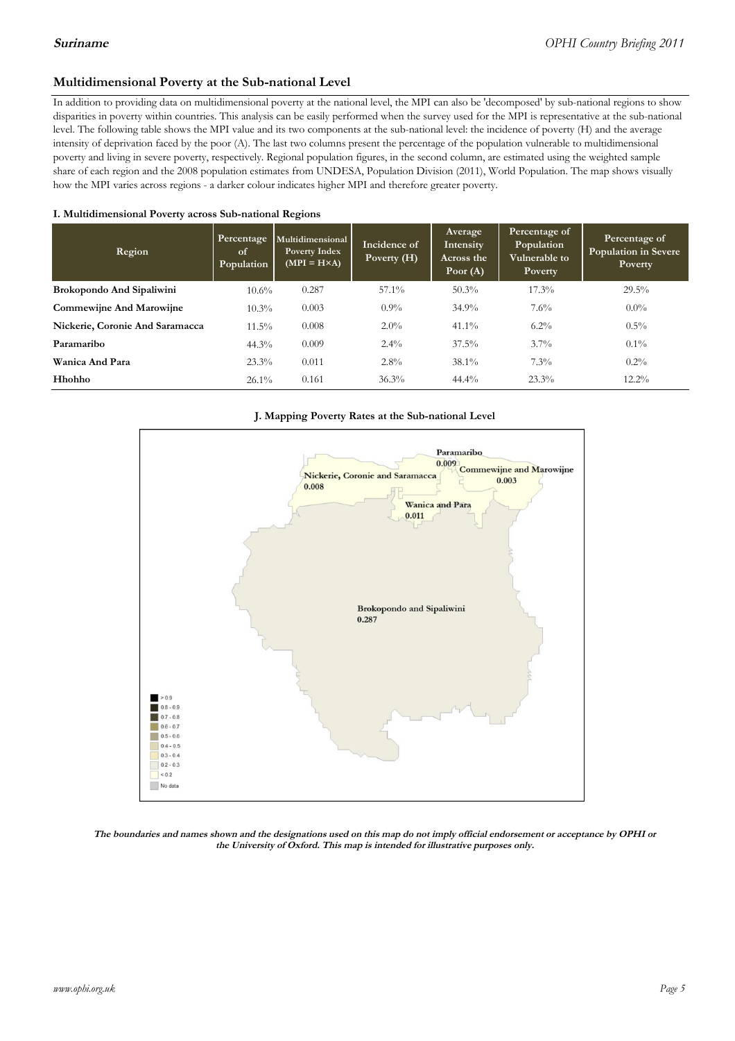## Multidimensional Poverty at the Sub-national Level

In addition to providing data on multidimensional poverty at the national level, the MPI can also be 'decomposed' by sub-national regions to show disparities in poverty within countries. This analysis can be easily performed when the survey used for the MPI is representative at the sub-national level. The following table shows the MPI value and its two components at the sub-national level: the incidence of poverty (H) and the average intensity of deprivation faced by the poor (A). The last two columns present the percentage of the population vulnerable to multidimensional poverty and living in severe poverty, respectively. Regional population figures, in the second column, are estimated using the weighted sample share of each region and the 2008 population estimates from UNDESA, Population Division (2011), World Population. The map shows visually how the MPI varies across regions - a darker colour indicates higher MPI and therefore greater poverty.

### I. Multidimensional Poverty across Sub-national Regions

| Region | Percentage of Population | Multidimensional Poverty Index (MPI = H×A) | Incidence of Poverty (H) | Average Intensity Across the Poor (A) | Percentage of Population Vulnerable to Poverty | Percentage of Population in Severe Poverty |
|---|---|---|---|---|---|---|
| **Brokopondo And Sipaliwini** | 10.6% | 0.287 | 57.1% | 50.3% | 17.3% | 29.5% |
| **Commewijne And Marowijne** | 10.3% | 0.003 | 0.9% | 34.9% | 7.6% | 0.0% |
| **Nickerie, Coronie And Saramacca** | 11.5% | 0.008 | 2.0% | 41.1% | 6.2% | 0.5% |
| **Paramaribo** | 44.3% | 0.009 | 2.4% | 37.5% | 3.7% | 0.1% |
| **Wanica And Para** | 23.3% | 0.011 | 2.8% | 38.1% | 7.3% | 0.2% |
| **Hhohho** | 26.1% | 0.161 | 36.3% | 44.4% | 23.3% | 12.2% |

### J. Mapping Poverty Rates at the Sub-national Level

Paramaribo
0.009
Commewijne and Marowijne
0.003
Nickerie, Coronie and Saramacca
0.008
Wanica And Para
0.011
Brokopondo and Sipaliwini
0.287

> 0.9
0.8 - 0.9
0.7 - 0.8
0.6 - 0.7
0.5 - 0.6
0.4 - 0.5
0.3 - 0.4
0.2 - 0.3
< 0.2
No data

***The boundaries and names shown and the designations used on this map do not imply official endorsement or acceptance by OPHI or the University of Oxford. This map is intended for illustrative purposes only.***